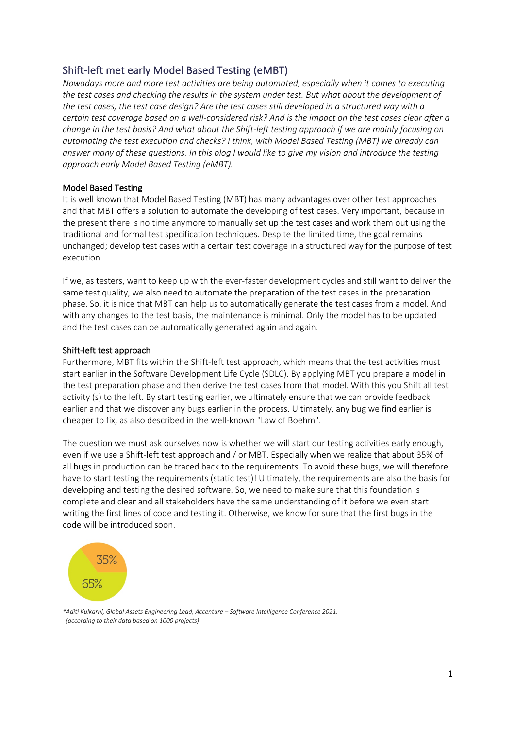## Shift-left met early Model Based Testing (eMBT)

*Nowadays more and more test activities are being automated, especially when it comes to executing the test cases and checking the results in the system under test. But what about the development of the test cases, the test case design? Are the test cases still developed in a structured way with a certain test coverage based on a well-considered risk? And is the impact on the test cases clear after a change in the test basis? And what about the Shift-left testing approach if we are mainly focusing on automating the test execution and checks? I think, with Model Based Testing (MBT) we already can answer many of these questions. In this blog I would like to give my vision and introduce the testing approach early Model Based Testing (eMBT).*

### Model Based Testing

It is well known that Model Based Testing (MBT) has many advantages over other test approaches and that MBT offers a solution to automate the developing of test cases. Very important, because in the present there is no time anymore to manually set up the test cases and work them out using the traditional and formal test specification techniques. Despite the limited time, the goal remains unchanged; develop test cases with a certain test coverage in a structured way for the purpose of test execution.

If we, as testers, want to keep up with the ever-faster development cycles and still want to deliver the same test quality, we also need to automate the preparation of the test cases in the preparation phase. So, it is nice that MBT can help us to automatically generate the test cases from a model. And with any changes to the test basis, the maintenance is minimal. Only the model has to be updated and the test cases can be automatically generated again and again.

### Shift-left test approach

Furthermore, MBT fits within the Shift-left test approach, which means that the test activities must start earlier in the Software Development Life Cycle (SDLC). By applying MBT you prepare a model in the test preparation phase and then derive the test cases from that model. With this you Shift all test activity (s) to the left. By start testing earlier, we ultimately ensure that we can provide feedback earlier and that we discover any bugs earlier in the process. Ultimately, any bug we find earlier is cheaper to fix, as also described in the well-known "Law of Boehm".

The question we must ask ourselves now is whether we will start our testing activities early enough, even if we use a Shift-left test approach and / or MBT. Especially when we realize that about 35% of all bugs in production can be traced back to the requirements. To avoid these bugs, we will therefore have to start testing the requirements (static test)! Ultimately, the requirements are also the basis for developing and testing the desired software. So, we need to make sure that this foundation is complete and clear and all stakeholders have the same understanding of it before we even start writing the first lines of code and testing it. Otherwise, we know for sure that the first bugs in the code will be introduced soon.

35%

65%

*\*Aditi Kulkarni, Global Assets Engineering Lead, Accenture – Software Intelligence Conference 2021.*
*(according to their data based on 1000 projects)*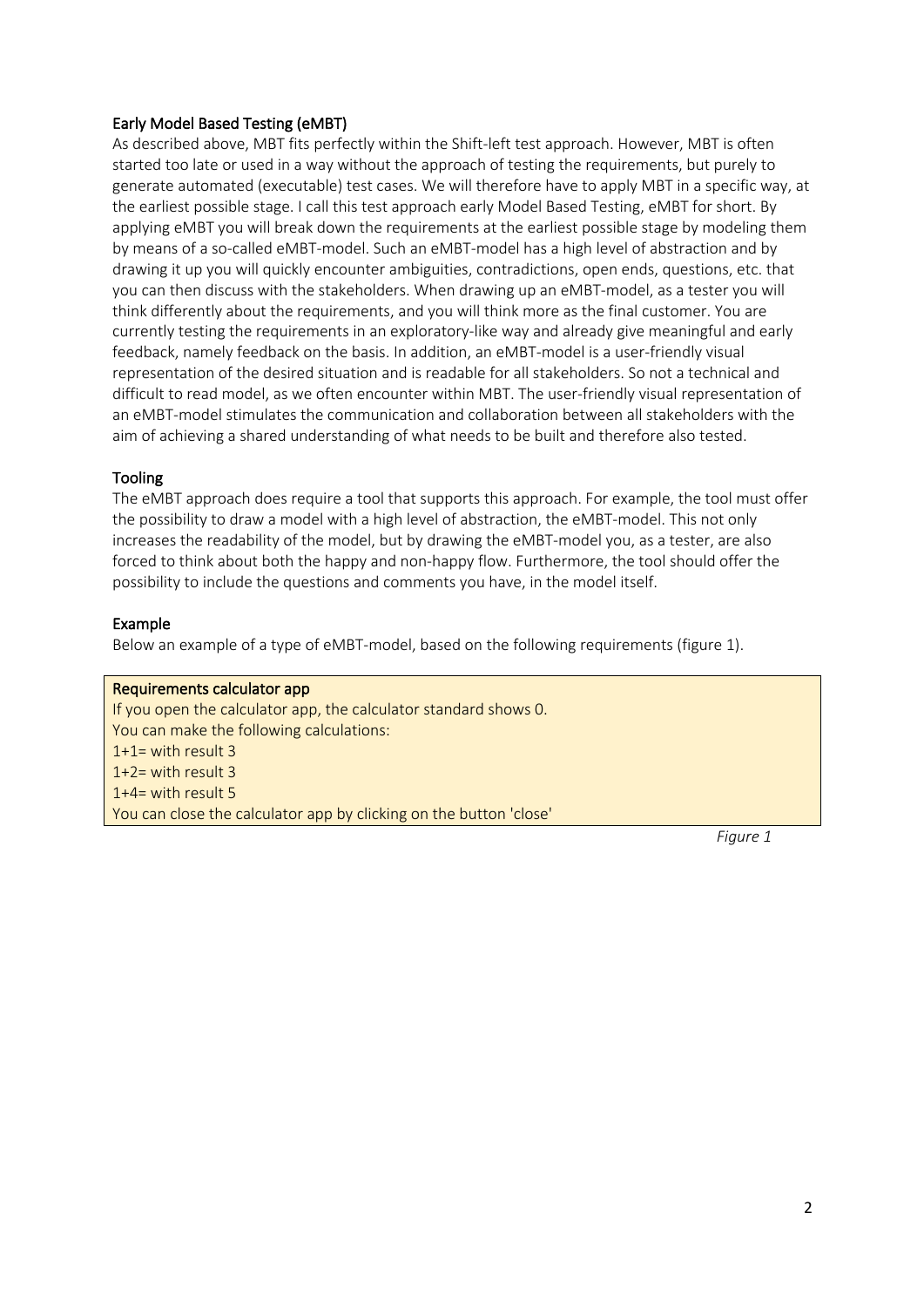### Early Model Based Testing (eMBT)

As described above, MBT fits perfectly within the Shift-left test approach. However, MBT is often started too late or used in a way without the approach of testing the requirements, but purely to generate automated (executable) test cases. We will therefore have to apply MBT in a specific way, at the earliest possible stage. I call this test approach early Model Based Testing, eMBT for short. By applying eMBT you will break down the requirements at the earliest possible stage by modeling them by means of a so-called eMBT-model. Such an eMBT-model has a high level of abstraction and by drawing it up you will quickly encounter ambiguities, contradictions, open ends, questions, etc. that you can then discuss with the stakeholders. When drawing up an eMBT-model, as a tester you will think differently about the requirements, and you will think more as the final customer. You are currently testing the requirements in an exploratory-like way and already give meaningful and early feedback, namely feedback on the basis. In addition, an eMBT-model is a user-friendly visual representation of the desired situation and is readable for all stakeholders. So not a technical and difficult to read model, as we often encounter within MBT. The user-friendly visual representation of an eMBT-model stimulates the communication and collaboration between all stakeholders with the aim of achieving a shared understanding of what needs to be built and therefore also tested.

### Tooling

The eMBT approach does require a tool that supports this approach. For example, the tool must offer the possibility to draw a model with a high level of abstraction, the eMBT-model. This not only increases the readability of the model, but by drawing the eMBT-model you, as a tester, are also forced to think about both the happy and non-happy flow. Furthermore, the tool should offer the possibility to include the questions and comments you have, in the model itself.

### Example

Below an example of a type of eMBT-model, based on the following requirements (figure 1).

> **Requirements calculator app**
> If you open the calculator app, the calculator standard shows 0.
> You can make the following calculations:
> 1+1= with result 3
> 1+2= with result 3
> 1+4= with result 5
> You can close the calculator app by clicking on the button 'close'

*Figure 1*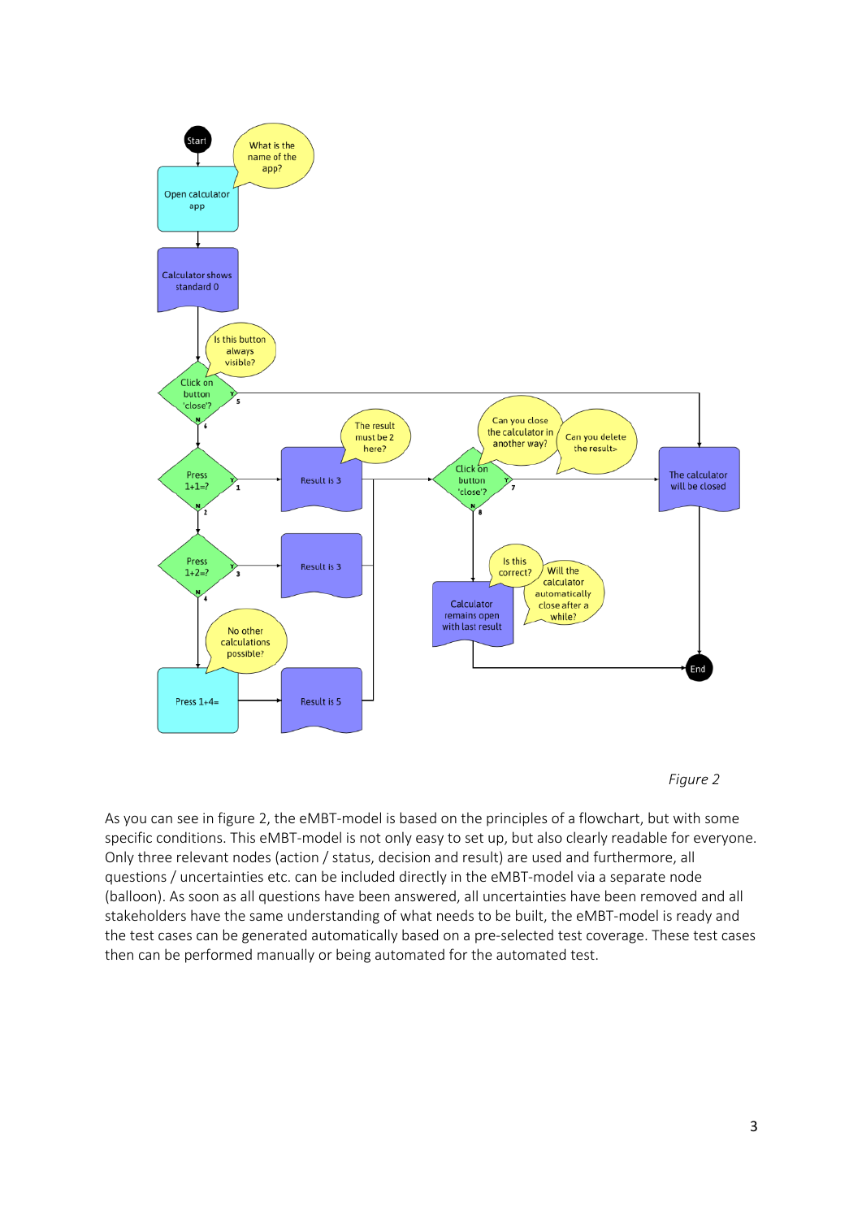*Figure 2*

As you can see in figure 2, the eMBT-model is based on the principles of a flowchart, but with some specific conditions. This eMBT-model is not only easy to set up, but also clearly readable for everyone. Only three relevant nodes (action / status, decision and result) are used and furthermore, all questions / uncertainties etc. can be included directly in the eMBT-model via a separate node (balloon). As soon as all questions have been answered, all uncertainties have been removed and all stakeholders have the same understanding of what needs to be built, the eMBT-model is ready and the test cases can be generated automatically based on a pre-selected test coverage. These test cases then can be performed manually or being automated for the automated test.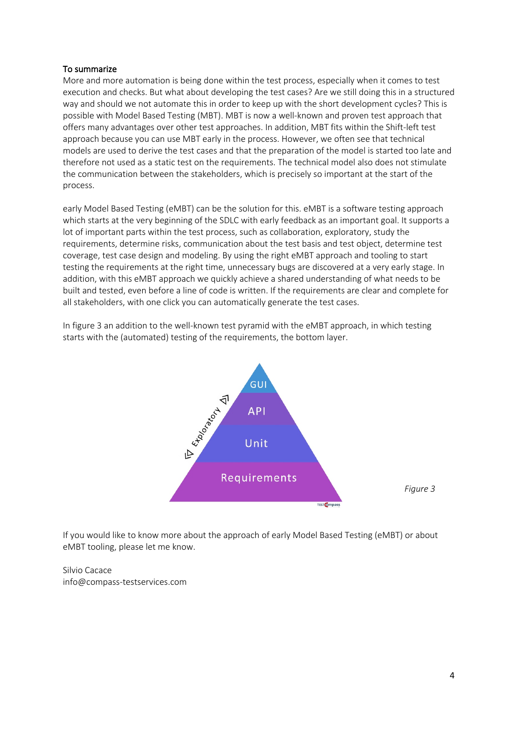### To summarize

More and more automation is being done within the test process, especially when it comes to test execution and checks. But what about developing the test cases? Are we still doing this in a structured way and should we not automate this in order to keep up with the short development cycles? This is possible with Model Based Testing (MBT). MBT is now a well-known and proven test approach that offers many advantages over other test approaches. In addition, MBT fits within the Shift-left test approach because you can use MBT early in the process. However, we often see that technical models are used to derive the test cases and that the preparation of the model is started too late and therefore not used as a static test on the requirements. The technical model also does not stimulate the communication between the stakeholders, which is precisely so important at the start of the process.

early Model Based Testing (eMBT) can be the solution for this. eMBT is a software testing approach which starts at the very beginning of the SDLC with early feedback as an important goal. It supports a lot of important parts within the test process, such as collaboration, exploratory, study the requirements, determine risks, communication about the test basis and test object, determine test coverage, test case design and modeling. By using the right eMBT approach and tooling to start testing the requirements at the right time, unnecessary bugs are discovered at a very early stage. In addition, with this eMBT approach we quickly achieve a shared understanding of what needs to be built and tested, even before a line of code is written. If the requirements are clear and complete for all stakeholders, with one click you can automatically generate the test cases.

In figure 3 an addition to the well-known test pyramid with the eMBT approach, in which testing starts with the (automated) testing of the requirements, the bottom layer.

GUI
API
Unit
Requirements
Exploratory
TEST compass

*Figure 3*

If you would like to know more about the approach of early Model Based Testing (eMBT) or about eMBT tooling, please let me know.

Silvio Cacace
info@compass-testservices.com